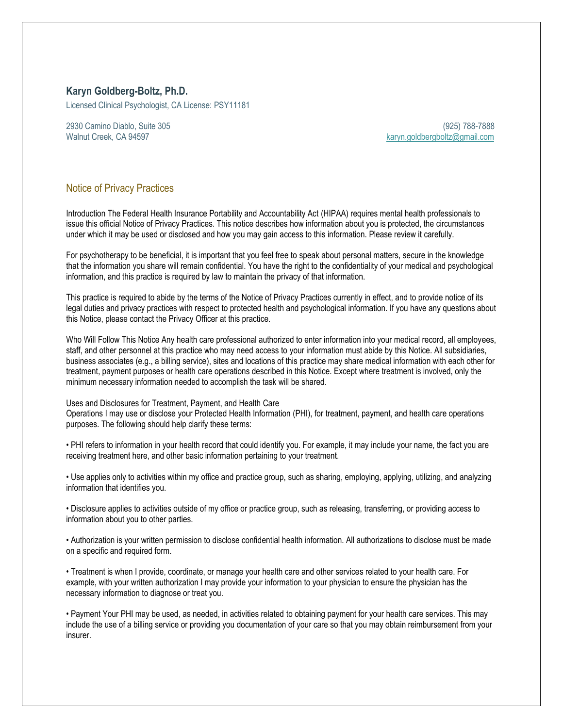**Karyn Goldberg-Boltz, Ph.D.**

Licensed Clinical Psychologist, CA License: PSY11181

2930 Camino Diablo, Suite 305
Walnut Creek, CA 94597

(925) 788-7888
karyn.goldbergboltz@gmail.com

## Notice of Privacy Practices

Introduction The Federal Health Insurance Portability and Accountability Act (HIPAA) requires mental health professionals to issue this official Notice of Privacy Practices. This notice describes how information about you is protected, the circumstances under which it may be used or disclosed and how you may gain access to this information. Please review it carefully.

For psychotherapy to be beneficial, it is important that you feel free to speak about personal matters, secure in the knowledge that the information you share will remain confidential. You have the right to the confidentiality of your medical and psychological information, and this practice is required by law to maintain the privacy of that information.

This practice is required to abide by the terms of the Notice of Privacy Practices currently in effect, and to provide notice of its legal duties and privacy practices with respect to protected health and psychological information. If you have any questions about this Notice, please contact the Privacy Officer at this practice.

Who Will Follow This Notice Any health care professional authorized to enter information into your medical record, all employees, staff, and other personnel at this practice who may need access to your information must abide by this Notice. All subsidiaries, business associates (e.g., a billing service), sites and locations of this practice may share medical information with each other for treatment, payment purposes or health care operations described in this Notice. Except where treatment is involved, only the minimum necessary information needed to accomplish the task will be shared.

Uses and Disclosures for Treatment, Payment, and Health Care
Operations I may use or disclose your Protected Health Information (PHI), for treatment, payment, and health care operations purposes. The following should help clarify these terms:

• PHI refers to information in your health record that could identify you. For example, it may include your name, the fact you are receiving treatment here, and other basic information pertaining to your treatment.

• Use applies only to activities within my office and practice group, such as sharing, employing, applying, utilizing, and analyzing information that identifies you.

• Disclosure applies to activities outside of my office or practice group, such as releasing, transferring, or providing access to information about you to other parties.

• Authorization is your written permission to disclose confidential health information. All authorizations to disclose must be made on a specific and required form.

• Treatment is when I provide, coordinate, or manage your health care and other services related to your health care. For example, with your written authorization I may provide your information to your physician to ensure the physician has the necessary information to diagnose or treat you.

• Payment Your PHI may be used, as needed, in activities related to obtaining payment for your health care services. This may include the use of a billing service or providing you documentation of your care so that you may obtain reimbursement from your insurer.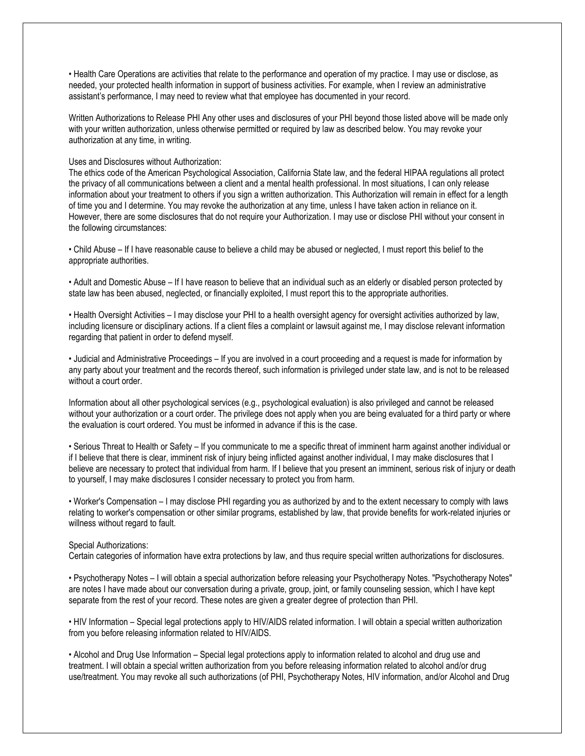• Health Care Operations are activities that relate to the performance and operation of my practice. I may use or disclose, as needed, your protected health information in support of business activities. For example, when I review an administrative assistant's performance, I may need to review what that employee has documented in your record.

Written Authorizations to Release PHI Any other uses and disclosures of your PHI beyond those listed above will be made only with your written authorization, unless otherwise permitted or required by law as described below. You may revoke your authorization at any time, in writing.

Uses and Disclosures without Authorization:
The ethics code of the American Psychological Association, California State law, and the federal HIPAA regulations all protect the privacy of all communications between a client and a mental health professional. In most situations, I can only release information about your treatment to others if you sign a written authorization. This Authorization will remain in effect for a length of time you and I determine. You may revoke the authorization at any time, unless I have taken action in reliance on it. However, there are some disclosures that do not require your Authorization. I may use or disclose PHI without your consent in the following circumstances:

• Child Abuse – If I have reasonable cause to believe a child may be abused or neglected, I must report this belief to the appropriate authorities.

• Adult and Domestic Abuse – If I have reason to believe that an individual such as an elderly or disabled person protected by state law has been abused, neglected, or financially exploited, I must report this to the appropriate authorities.

• Health Oversight Activities – I may disclose your PHI to a health oversight agency for oversight activities authorized by law, including licensure or disciplinary actions. If a client files a complaint or lawsuit against me, I may disclose relevant information regarding that patient in order to defend myself.

• Judicial and Administrative Proceedings – If you are involved in a court proceeding and a request is made for information by any party about your treatment and the records thereof, such information is privileged under state law, and is not to be released without a court order.

Information about all other psychological services (e.g., psychological evaluation) is also privileged and cannot be released without your authorization or a court order. The privilege does not apply when you are being evaluated for a third party or where the evaluation is court ordered. You must be informed in advance if this is the case.

• Serious Threat to Health or Safety – If you communicate to me a specific threat of imminent harm against another individual or if I believe that there is clear, imminent risk of injury being inflicted against another individual, I may make disclosures that I believe are necessary to protect that individual from harm. If I believe that you present an imminent, serious risk of injury or death to yourself, I may make disclosures I consider necessary to protect you from harm.

• Worker's Compensation – I may disclose PHI regarding you as authorized by and to the extent necessary to comply with laws relating to worker's compensation or other similar programs, established by law, that provide benefits for work-related injuries or willness without regard to fault.

Special Authorizations:
Certain categories of information have extra protections by law, and thus require special written authorizations for disclosures.

• Psychotherapy Notes – I will obtain a special authorization before releasing your Psychotherapy Notes. "Psychotherapy Notes" are notes I have made about our conversation during a private, group, joint, or family counseling session, which I have kept separate from the rest of your record. These notes are given a greater degree of protection than PHI.

• HIV Information – Special legal protections apply to HIV/AIDS related information. I will obtain a special written authorization from you before releasing information related to HIV/AIDS.

• Alcohol and Drug Use Information – Special legal protections apply to information related to alcohol and drug use and treatment. I will obtain a special written authorization from you before releasing information related to alcohol and/or drug use/treatment. You may revoke all such authorizations (of PHI, Psychotherapy Notes, HIV information, and/or Alcohol and Drug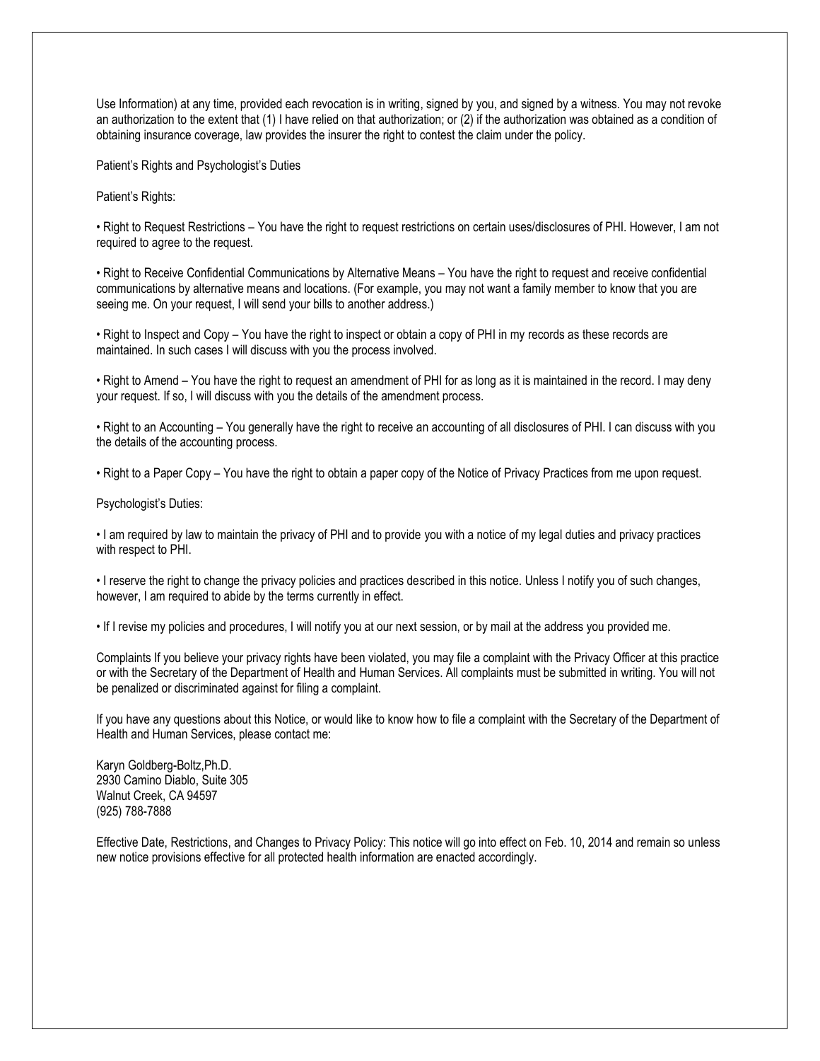Use Information) at any time, provided each revocation is in writing, signed by you, and signed by a witness. You may not revoke an authorization to the extent that (1) I have relied on that authorization; or (2) if the authorization was obtained as a condition of obtaining insurance coverage, law provides the insurer the right to contest the claim under the policy.

Patient's Rights and Psychologist's Duties

Patient's Rights:

• Right to Request Restrictions – You have the right to request restrictions on certain uses/disclosures of PHI. However, I am not required to agree to the request.

• Right to Receive Confidential Communications by Alternative Means – You have the right to request and receive confidential communications by alternative means and locations. (For example, you may not want a family member to know that you are seeing me. On your request, I will send your bills to another address.)

• Right to Inspect and Copy – You have the right to inspect or obtain a copy of PHI in my records as these records are maintained. In such cases I will discuss with you the process involved.

• Right to Amend – You have the right to request an amendment of PHI for as long as it is maintained in the record. I may deny your request. If so, I will discuss with you the details of the amendment process.

• Right to an Accounting – You generally have the right to receive an accounting of all disclosures of PHI. I can discuss with you the details of the accounting process.

• Right to a Paper Copy – You have the right to obtain a paper copy of the Notice of Privacy Practices from me upon request.

Psychologist's Duties:

• I am required by law to maintain the privacy of PHI and to provide you with a notice of my legal duties and privacy practices with respect to PHI.

• I reserve the right to change the privacy policies and practices described in this notice. Unless I notify you of such changes, however, I am required to abide by the terms currently in effect.

• If I revise my policies and procedures, I will notify you at our next session, or by mail at the address you provided me.

Complaints If you believe your privacy rights have been violated, you may file a complaint with the Privacy Officer at this practice or with the Secretary of the Department of Health and Human Services. All complaints must be submitted in writing. You will not be penalized or discriminated against for filing a complaint.

If you have any questions about this Notice, or would like to know how to file a complaint with the Secretary of the Department of Health and Human Services, please contact me:

Karyn Goldberg-Boltz,Ph.D.
2930 Camino Diablo, Suite 305
Walnut Creek, CA 94597
(925) 788-7888

Effective Date, Restrictions, and Changes to Privacy Policy: This notice will go into effect on Feb. 10, 2014 and remain so unless new notice provisions effective for all protected health information are enacted accordingly.